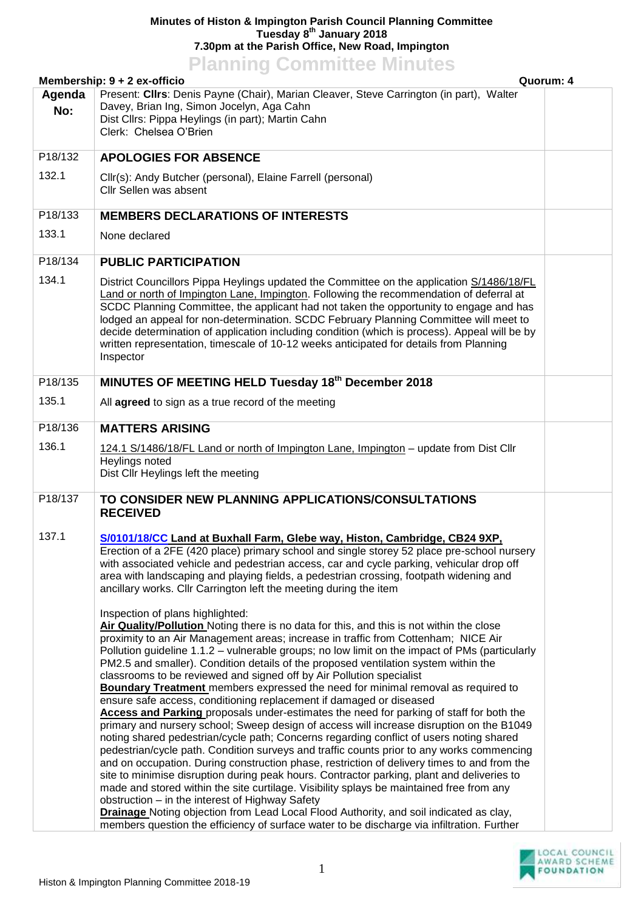**Minutes of Histon & Impington Parish Council Planning Committee**
**Tuesday 8th January 2018**
**7.30pm at the Parish Office, New Road, Impington**

# Planning Committee Minutes

**Membership: 9 + 2 ex-officio** **Quorum: 4**

| Agenda No: | Present: **Cllrs**: Denis Payne (Chair), Marian Cleaver, Steve Carrington (in part), Walter Davey, Brian Ing, Simon Jocelyn, Aga Cahn<br>Dist Cllrs: Pippa Heylings (in part); Martin Cahn<br>Clerk: Chelsea O'Brien | |
|---|---|---|
| P18/132 | **APOLOGIES FOR ABSENCE** | |
| 132.1 | Cllr(s): Andy Butcher (personal), Elaine Farrell (personal)<br>Cllr Sellen was absent | |
| P18/133 | **MEMBERS DECLARATIONS OF INTERESTS** | |
| 133.1 | None declared | |
| P18/134 | **PUBLIC PARTICIPATION** | |
| 134.1 | District Councillors Pippa Heylings updated the Committee on the application S/1486/18/FL Land or north of Impington Lane, Impington. Following the recommendation of deferral at SCDC Planning Committee, the applicant had not taken the opportunity to engage and has lodged an appeal for non-determination. SCDC February Planning Committee will meet to decide determination of application including condition (which is process). Appeal will be by written representation, timescale of 10-12 weeks anticipated for details from Planning Inspector | |
| P18/135 | **MINUTES OF MEETING HELD Tuesday 18th December 2018** | |
| 135.1 | All **agreed** to sign as a true record of the meeting | |
| P18/136 | **MATTERS ARISING** | |
| 136.1 | 124.1 S/1486/18/FL Land or north of Impington Lane, Impington – update from Dist Cllr Heylings noted<br>Dist Cllr Heylings left the meeting | |
| P18/137 | **TO CONSIDER NEW PLANNING APPLICATIONS/CONSULTATIONS RECEIVED** | |
| 137.1 | **S/0101/18/CC Land at Buxhall Farm, Glebe way, Histon, Cambridge, CB24 9XP,**<br>Erection of a 2FE (420 place) primary school and single storey 52 place pre-school nursery with associated vehicle and pedestrian access, car and cycle parking, vehicular drop off area with landscaping and playing fields, a pedestrian crossing, footpath widening and ancillary works. Cllr Carrington left the meeting during the item<br><br>Inspection of plans highlighted:<br>**Air Quality/Pollution** Noting there is no data for this, and this is not within the close proximity to an Air Management areas; increase in traffic from Cottenham; NICE Air Pollution guideline 1.1.2 – vulnerable groups; no low limit on the impact of PMs (particularly PM2.5 and smaller). Condition details of the proposed ventilation system within the classrooms to be reviewed and signed off by Air Pollution specialist<br>**Boundary Treatment** members expressed the need for minimal removal as required to ensure safe access, conditioning replacement if damaged or diseased<br>**Access and Parking** proposals under-estimates the need for parking of staff for both the primary and nursery school; Sweep design of access will increase disruption on the B1049 noting shared pedestrian/cycle path; Concerns regarding conflict of users noting shared pedestrian/cycle path. Condition surveys and traffic counts prior to any works commencing and on occupation. During construction phase, restriction of delivery times to and from the site to minimise disruption during peak hours. Contractor parking, plant and deliveries to made and stored within the site curtilage. Visibility splays be maintained free from any obstruction – in the interest of Highway Safety<br>**Drainage** Noting objection from Lead Local Flood Authority, and soil indicated as clay, members question the efficiency of surface water to be discharge via infiltration. Further | |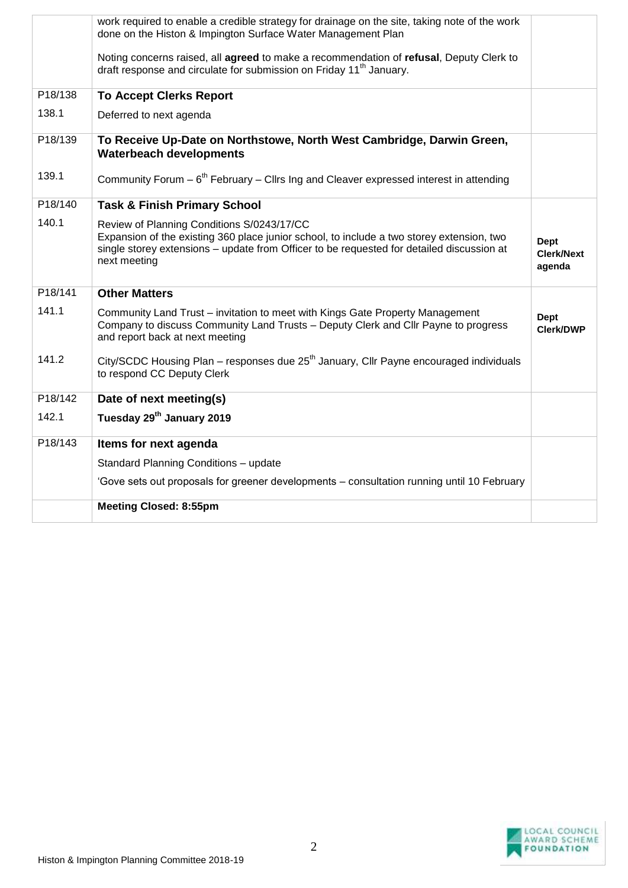| | | |
|---|---|---|
| | work required to enable a credible strategy for drainage on the site, taking note of the work done on the Histon & Impington Surface Water Management Plan<br><br>Noting concerns raised, all **agreed** to make a recommendation of **refusal**, Deputy Clerk to draft response and circulate for submission on Friday 11th January. | |
| P18/138<br>138.1 | **To Accept Clerks Report**<br>Deferred to next agenda | |
| P18/139<br><br>139.1 | **To Receive Up-Date on Northstowe, North West Cambridge, Darwin Green, Waterbeach developments**<br><br>Community Forum – 6th February – Cllrs Ing and Cleaver expressed interest in attending | |
| P18/140<br>140.1 | **Task & Finish Primary School**<br>Review of Planning Conditions S/0243/17/CC<br>Expansion of the existing 360 place junior school, to include a two storey extension, two single storey extensions – update from Officer to be requested for detailed discussion at next meeting | **Dept Clerk/Next agenda** |
| P18/141<br>141.1<br><br><br>141.2 | **Other Matters**<br>Community Land Trust – invitation to meet with Kings Gate Property Management Company to discuss Community Land Trusts – Deputy Clerk and Cllr Payne to progress and report back at next meeting<br><br>City/SCDC Housing Plan – responses due 25th January, Cllr Payne encouraged individuals to respond CC Deputy Clerk | **Dept Clerk/DWP** |
| P18/142<br>142.1 | **Date of next meeting(s)**<br>**Tuesday 29th January 2019** | |
| P18/143 | **Items for next agenda**<br>Standard Planning Conditions – update<br>'Gove sets out proposals for greener developments – consultation running until 10 February | |
| | **Meeting Closed: 8:55pm** | |